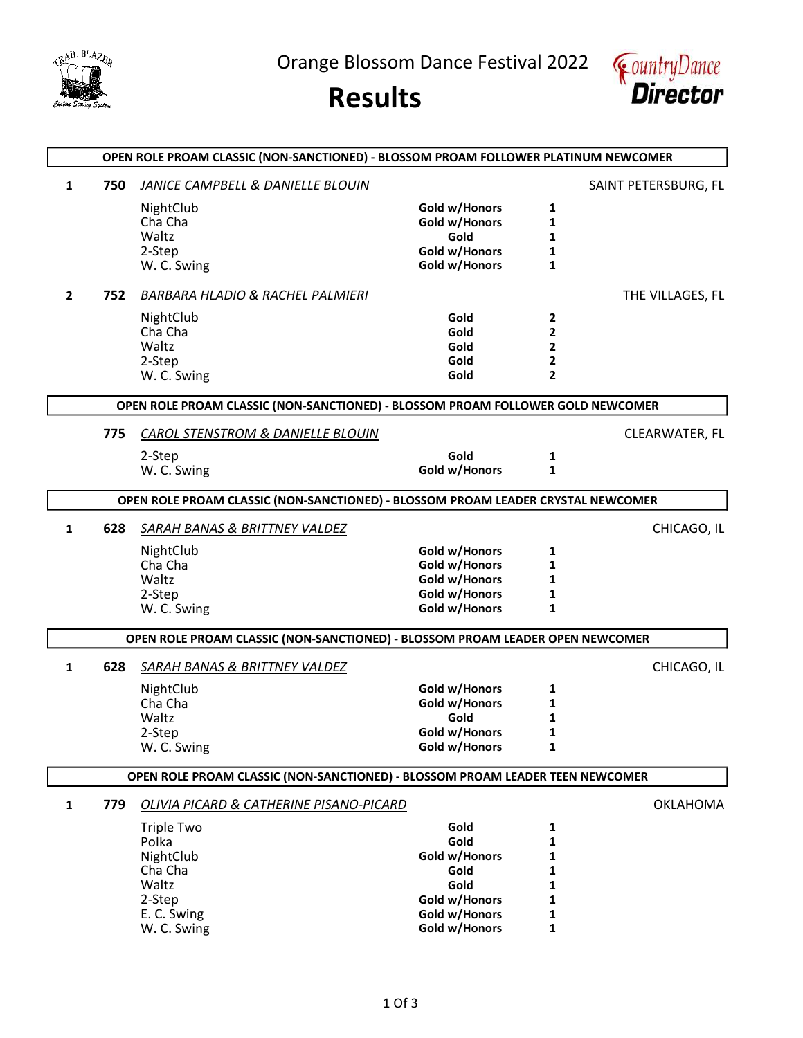# Orange Blossom Dance Festival 2022

# Results

## OPEN ROLE PROAM CLASSIC (NON-SANCTIONED) - BLOSSOM PROAM FOLLOWER PLATINUM NEWCOMER

**1** **750** *JANICE CAMPBELL & DANIELLE BLOUIN* — SAINT PETERSBURG, FL

| Dance | Award | Place |
|---|---|---|
| NightClub | Gold w/Honors | 1 |
| Cha Cha | Gold w/Honors | 1 |
| Waltz | Gold | 1 |
| 2-Step | Gold w/Honors | 1 |
| W. C. Swing | Gold w/Honors | 1 |

**2** **752** *BARBARA HLADIO & RACHEL PALMIERI* — THE VILLAGES, FL

| Dance | Award | Place |
|---|---|---|
| NightClub | Gold | 2 |
| Cha Cha | Gold | 2 |
| Waltz | Gold | 2 |
| 2-Step | Gold | 2 |
| W. C. Swing | Gold | 2 |

## OPEN ROLE PROAM CLASSIC (NON-SANCTIONED) - BLOSSOM PROAM FOLLOWER GOLD NEWCOMER

**775** *CAROL STENSTROM & DANIELLE BLOUIN* — CLEARWATER, FL

| Dance | Award | Place |
|---|---|---|
| 2-Step | Gold | 1 |
| W. C. Swing | Gold w/Honors | 1 |

## OPEN ROLE PROAM CLASSIC (NON-SANCTIONED) - BLOSSOM PROAM LEADER CRYSTAL NEWCOMER

**1** **628** *SARAH BANAS & BRITTNEY VALDEZ* — CHICAGO, IL

| Dance | Award | Place |
|---|---|---|
| NightClub | Gold w/Honors | 1 |
| Cha Cha | Gold w/Honors | 1 |
| Waltz | Gold w/Honors | 1 |
| 2-Step | Gold w/Honors | 1 |
| W. C. Swing | Gold w/Honors | 1 |

## OPEN ROLE PROAM CLASSIC (NON-SANCTIONED) - BLOSSOM PROAM LEADER OPEN NEWCOMER

**1** **628** *SARAH BANAS & BRITTNEY VALDEZ* — CHICAGO, IL

| Dance | Award | Place |
|---|---|---|
| NightClub | Gold w/Honors | 1 |
| Cha Cha | Gold w/Honors | 1 |
| Waltz | Gold | 1 |
| 2-Step | Gold w/Honors | 1 |
| W. C. Swing | Gold w/Honors | 1 |

## OPEN ROLE PROAM CLASSIC (NON-SANCTIONED) - BLOSSOM PROAM LEADER TEEN NEWCOMER

**1** **779** *OLIVIA PICARD & CATHERINE PISANO-PICARD* — OKLAHOMA

| Dance | Award | Place |
|---|---|---|
| Triple Two | Gold | 1 |
| Polka | Gold | 1 |
| NightClub | Gold w/Honors | 1 |
| Cha Cha | Gold | 1 |
| Waltz | Gold | 1 |
| 2-Step | Gold w/Honors | 1 |
| E. C. Swing | Gold w/Honors | 1 |
| W. C. Swing | Gold w/Honors | 1 |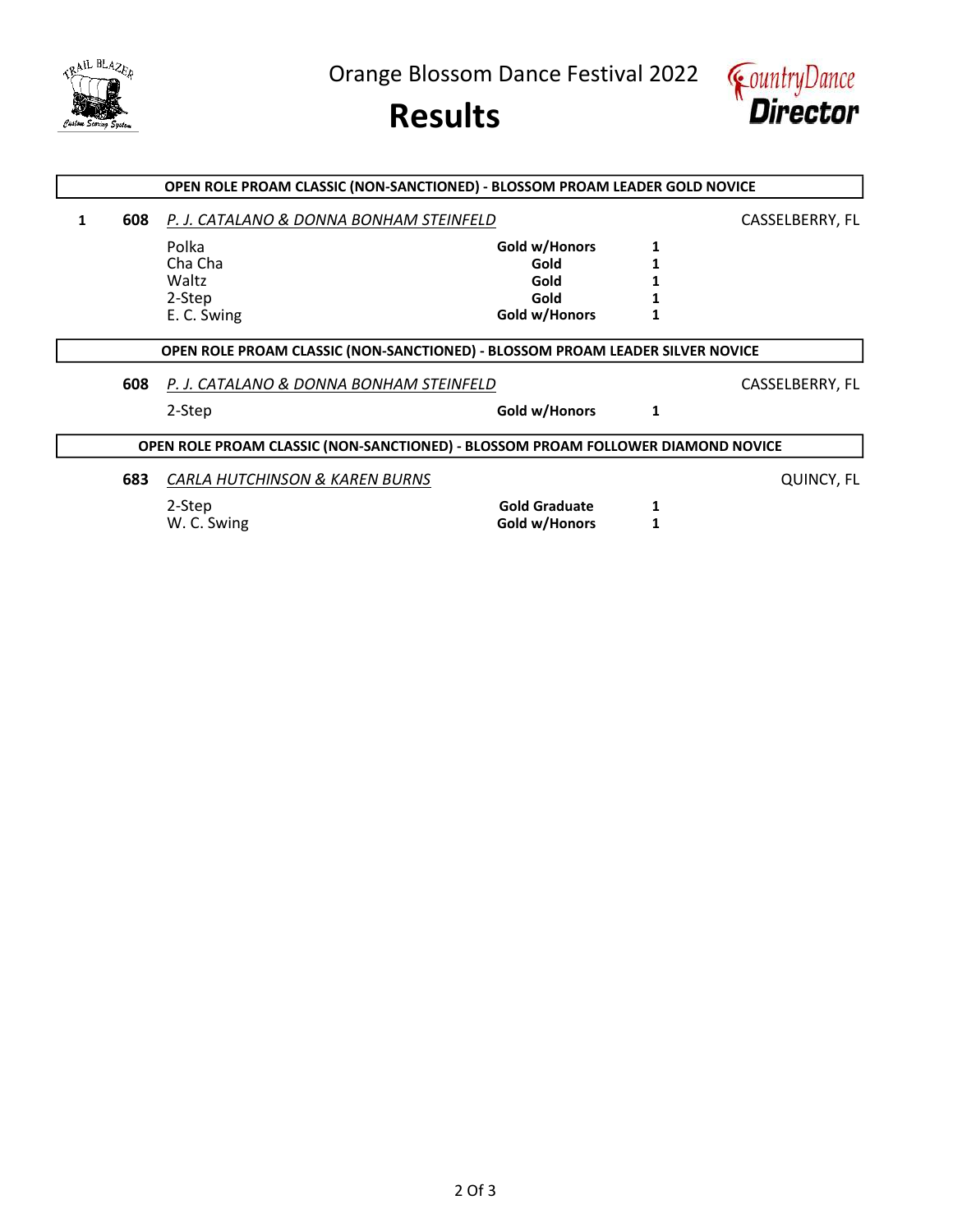# Orange Blossom Dance Festival 2022

# Results

## OPEN ROLE PROAM CLASSIC (NON-SANCTIONED) - BLOSSOM PROAM LEADER GOLD NOVICE

**1** **608** *P. J. CATALANO & DONNA BONHAM STEINFELD* CASSELBERRY, FL

| Dance | Award | Place |
|---|---|---|
| Polka | **Gold w/Honors** | **1** |
| Cha Cha | **Gold** | **1** |
| Waltz | **Gold** | **1** |
| 2-Step | **Gold** | **1** |
| E. C. Swing | **Gold w/Honors** | **1** |

## OPEN ROLE PROAM CLASSIC (NON-SANCTIONED) - BLOSSOM PROAM LEADER SILVER NOVICE

**608** *P. J. CATALANO & DONNA BONHAM STEINFELD* CASSELBERRY, FL

| Dance | Award | Place |
|---|---|---|
| 2-Step | **Gold w/Honors** | **1** |

## OPEN ROLE PROAM CLASSIC (NON-SANCTIONED) - BLOSSOM PROAM FOLLOWER DIAMOND NOVICE

**683** *CARLA HUTCHINSON & KAREN BURNS* QUINCY, FL

| Dance | Award | Place |
|---|---|---|
| 2-Step | **Gold Graduate** | **1** |
| W. C. Swing | **Gold w/Honors** | **1** |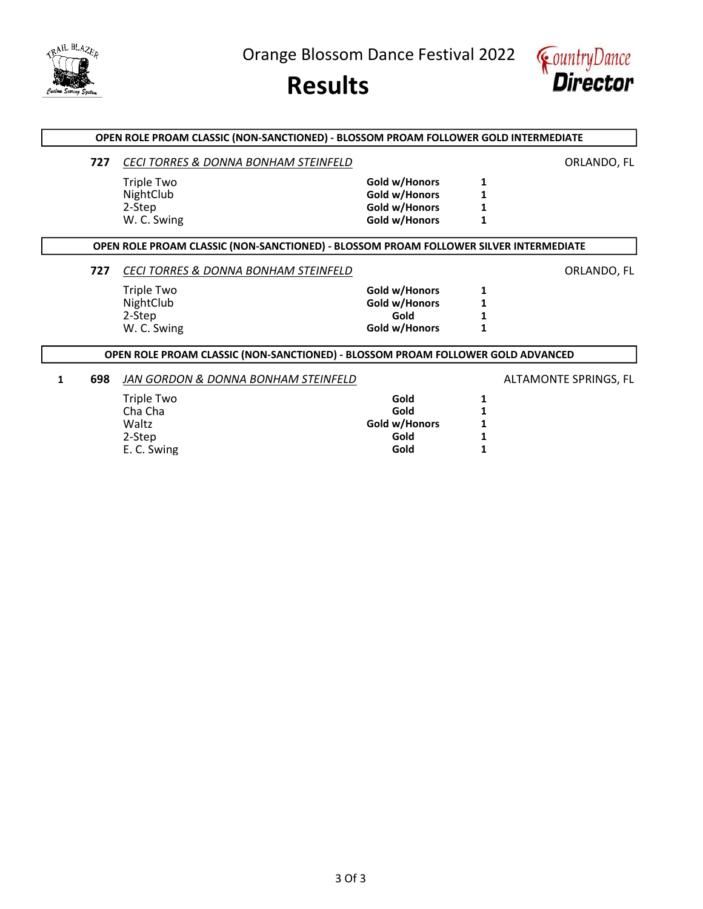Orange Blossom Dance Festival 2022

# Results

## OPEN ROLE PROAM CLASSIC (NON-SANCTIONED) - BLOSSOM PROAM FOLLOWER GOLD INTERMEDIATE

| | | | | |
|---|---|---|---|---|
| | 727 | *CECI TORRES & DONNA BONHAM STEINFELD* | | ORLANDO, FL |
| | | Triple Two | **Gold w/Honors** | **1** |
| | | NightClub | **Gold w/Honors** | **1** |
| | | 2-Step | **Gold w/Honors** | **1** |
| | | W. C. Swing | **Gold w/Honors** | **1** |

## OPEN ROLE PROAM CLASSIC (NON-SANCTIONED) - BLOSSOM PROAM FOLLOWER SILVER INTERMEDIATE

| | | | | |
|---|---|---|---|---|
| | 727 | *CECI TORRES & DONNA BONHAM STEINFELD* | | ORLANDO, FL |
| | | Triple Two | **Gold w/Honors** | **1** |
| | | NightClub | **Gold w/Honors** | **1** |
| | | 2-Step | **Gold** | **1** |
| | | W. C. Swing | **Gold w/Honors** | **1** |

## OPEN ROLE PROAM CLASSIC (NON-SANCTIONED) - BLOSSOM PROAM FOLLOWER GOLD ADVANCED

| | | | | |
|---|---|---|---|---|
| 1 | 698 | *JAN GORDON & DONNA BONHAM STEINFELD* | | ALTAMONTE SPRINGS, FL |
| | | Triple Two | **Gold** | **1** |
| | | Cha Cha | **Gold** | **1** |
| | | Waltz | **Gold w/Honors** | **1** |
| | | 2-Step | **Gold** | **1** |
| | | E. C. Swing | **Gold** | **1** |